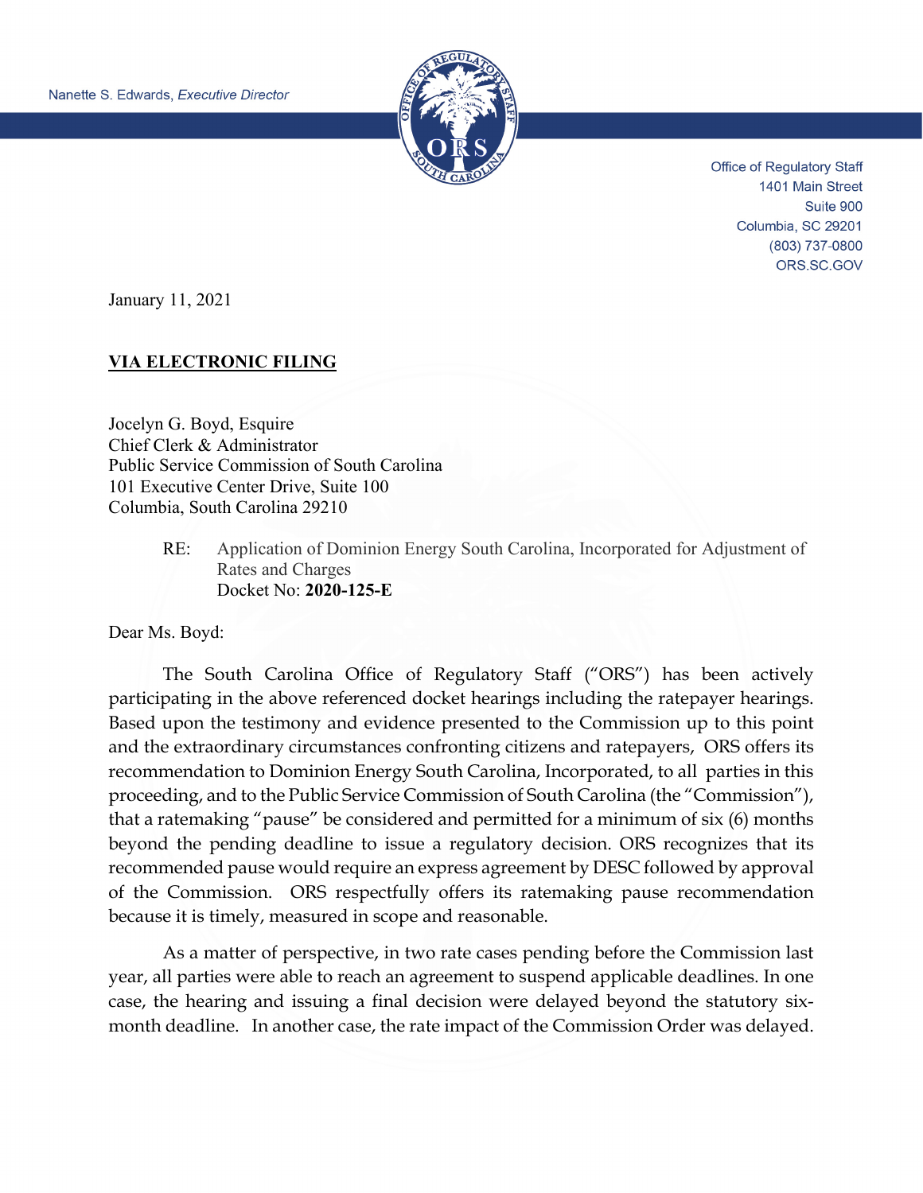Nanette S. Edwards, *Executive Director*

Office of Regulatory Staff
1401 Main Street
Suite 900
Columbia, SC 29201
(803) 737-0800
ORS.SC.GOV

January 11, 2021

**VIA ELECTRONIC FILING**

Jocelyn G. Boyd, Esquire
Chief Clerk & Administrator
Public Service Commission of South Carolina
101 Executive Center Drive, Suite 100
Columbia, South Carolina 29210

RE: Application of Dominion Energy South Carolina, Incorporated for Adjustment of Rates and Charges
Docket No: **2020-125-E**

Dear Ms. Boyd:

The South Carolina Office of Regulatory Staff ("ORS") has been actively participating in the above referenced docket hearings including the ratepayer hearings. Based upon the testimony and evidence presented to the Commission up to this point and the extraordinary circumstances confronting citizens and ratepayers, ORS offers its recommendation to Dominion Energy South Carolina, Incorporated, to all parties in this proceeding, and to the Public Service Commission of South Carolina (the "Commission"), that a ratemaking "pause" be considered and permitted for a minimum of six (6) months beyond the pending deadline to issue a regulatory decision. ORS recognizes that its recommended pause would require an express agreement by DESC followed by approval of the Commission. ORS respectfully offers its ratemaking pause recommendation because it is timely, measured in scope and reasonable.

As a matter of perspective, in two rate cases pending before the Commission last year, all parties were able to reach an agreement to suspend applicable deadlines. In one case, the hearing and issuing a final decision were delayed beyond the statutory six-month deadline. In another case, the rate impact of the Commission Order was delayed.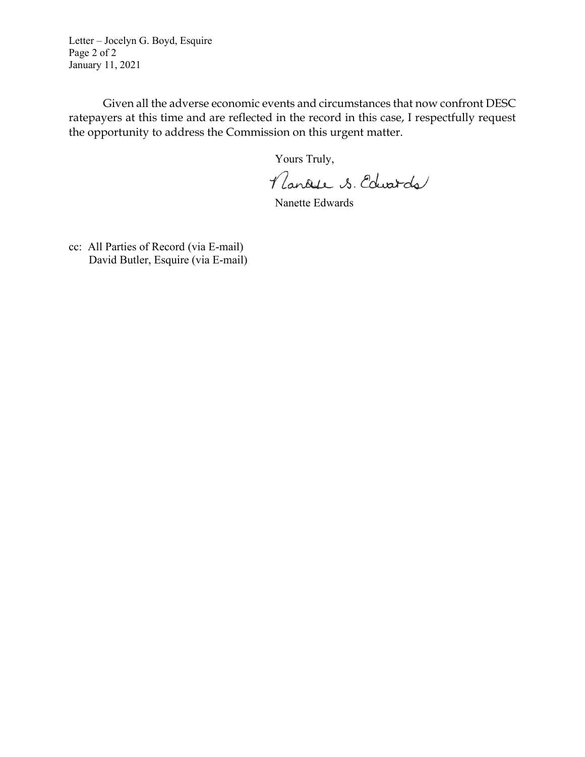Given all the adverse economic events and circumstances that now confront DESC ratepayers at this time and are reflected in the record in this case, I respectfully request the opportunity to address the Commission on this urgent matter.

Yours Truly,

Nanette S. Edwards

Nanette Edwards

cc: All Parties of Record (via E-mail)
David Butler, Esquire (via E-mail)